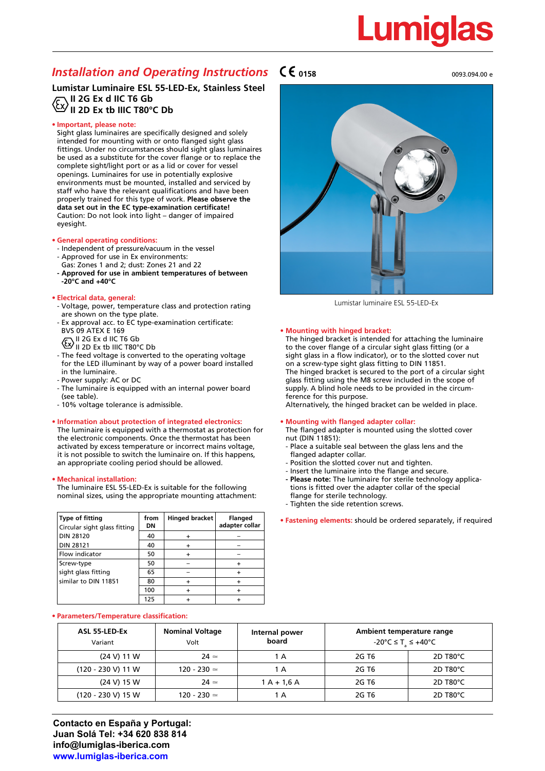Lumiglas

# Installation and Operating Instructions

CE 0158

0093.094.00 e

## Lumistar Luminaire ESL 55-LED-Ex, Stainless Steel

Ex II 2G Ex d IIC T6 Gb
II 2D Ex tb IIIC T80°C Db

**• Important, please note:**

Sight glass luminaires are specifically designed and solely intended for mounting with or onto flanged sight glass fittings. Under no circumstances should sight glass luminaires be used as a substitute for the cover flange or to replace the complete sight/light port or as a lid or cover for vessel openings. Luminaires for use in potentially explosive environments must be mounted, installed and serviced by staff who have the relevant qualifications and have been properly trained for this type of work. **Please observe the data set out in the EC type-examination certificate!**
Caution: Do not look into light – danger of impaired eyesight.

**• General operating conditions:**

- Independent of pressure/vacuum in the vessel
- Approved for use in Ex environments:
  Gas: Zones 1 and 2; dust: Zones 21 and 22
- **Approved for use in ambient temperatures of between -20°C and +40°C**

**• Electrical data, general:**

- Voltage, power, temperature class and protection rating are shown on the type plate.
- Ex approval acc. to EC type-examination certificate:
  BVS 09 ATEX E 169
  Ex II 2G Ex d IIC T6 Gb
  II 2D Ex tb IIIC T80°C Db
- The feed voltage is converted to the operating voltage for the LED illuminant by way of a power board installed in the luminaire.
- Power supply: AC or DC
- The luminaire is equipped with an internal power board (see table).
- 10% voltage tolerance is admissible.

**• Information about protection of integrated electronics:**

The luminaire is equipped with a thermostat as protection for the electronic components. Once the thermostat has been activated by excess temperature or incorrect mains voltage, it is not possible to switch the luminaire on. If this happens, an appropriate cooling period should be allowed.

**• Mechanical installation:**

The luminaire ESL 55-LED-Ex is suitable for the following nominal sizes, using the appropriate mounting attachment:

| Type of fitting | from DN | Hinged bracket | Flanged adapter collar |
|---|---|---|---|
| Circular sight glass fitting | | | |
| DIN 28120 | 40 | + | – |
| DIN 28121 | 40 | + | – |
| Flow indicator | 50 | + | – |
| Screw-type sight glass fitting similar to DIN 11851 | 50 | – | + |
| | 65 | – | + |
| | 80 | + | + |
| | 100 | + | + |
| | 125 | + | + |

Lumistar luminaire ESL 55-LED-Ex

**• Mounting with hinged bracket:**

The hinged bracket is intended for attaching the luminaire to the cover flange of a circular sight glass fitting (or a sight glass in a flow indicator), or to the slotted cover nut on a screw-type sight glass fitting to DIN 11851.
The hinged bracket is secured to the port of a circular sight glass fitting using the M8 screw included in the scope of supply. A blind hole needs to be provided in the circumference for this purpose.
Alternatively, the hinged bracket can be welded in place.

**• Mounting with flanged adapter collar:**

The flanged adapter is mounted using the slotted cover nut (DIN 11851):

- Place a suitable seal between the glass lens and the flanged adapter collar.
- Position the slotted cover nut and tighten.
- Insert the luminaire into the flange and secure.
- **Please note:** The luminaire for sterile technology applications is fitted over the adapter collar of the special flange for sterile technology.
- Tighten the side retention screws.

**• Fastening elements:** should be ordered separately, if required

**• Parameters/Temperature classification:**

| ASL 55-LED-Ex Variant | Nominal Voltage Volt | Internal power board | Ambient temperature range -20°C ≤ $T_a$ ≤ +40°C | |
|---|---|---|---|---|
| (24 V) 11 W | 24 ≃ | 1 A | 2G T6 | 2D T80°C |
| (120 - 230 V) 11 W | 120 - 230 ≃ | 1 A | 2G T6 | 2D T80°C |
| (24 V) 15 W | 24 ≃ | 1 A + 1,6 A | 2G T6 | 2D T80°C |
| (120 - 230 V) 15 W | 120 - 230 ≃ | 1 A | 2G T6 | 2D T80°C |

**Contacto en España y Portugal:**
**Juan Solá Tel: +34 620 838 814**
**info@lumiglas-iberica.com**
**www.lumiglas-iberica.com**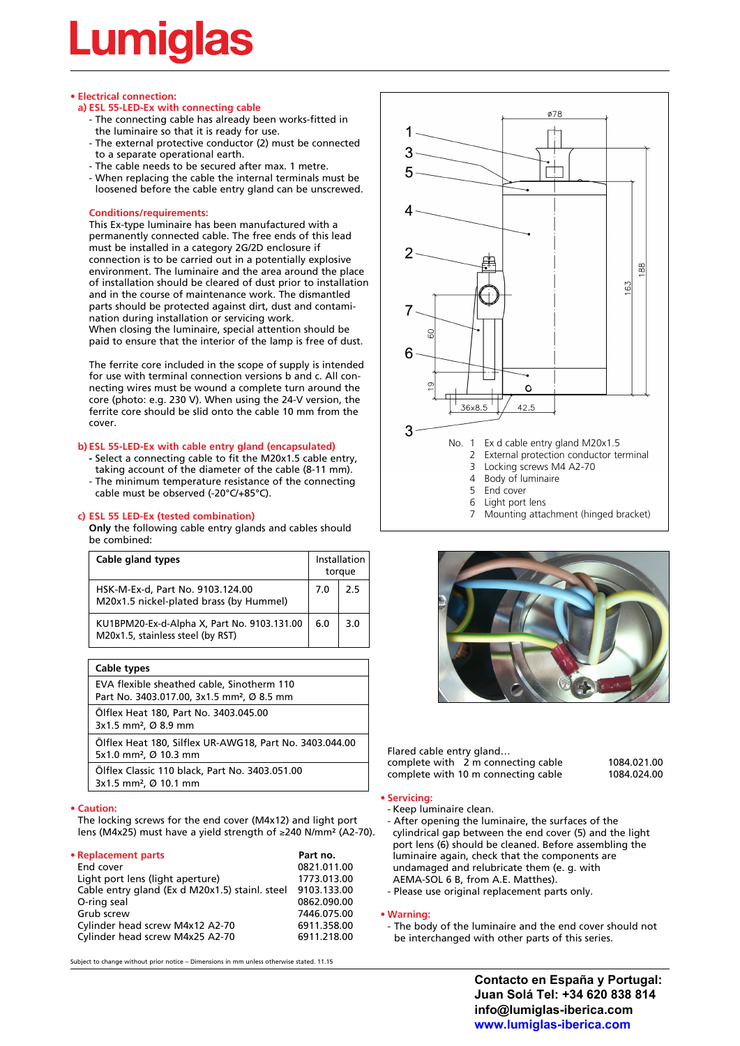# Lumiglas

- **Electrical connection:**

**a) ESL 55-LED-Ex with connecting cable**

- The connecting cable has already been works-fitted in the luminaire so that it is ready for use.
- The external protective conductor (2) must be connected to a separate operational earth.
- The cable needs to be secured after max. 1 metre.
- When replacing the cable the internal terminals must be loosened before the cable entry gland can be unscrewed.

**Conditions/requirements:**

This Ex-type luminaire has been manufactured with a permanently connected cable. The free ends of this lead must be installed in a category 2G/2D enclosure if connection is to be carried out in a potentially explosive environment. The luminaire and the area around the place of installation should be cleared of dust prior to installation and in the course of maintenance work. The dismantled parts should be protected against dirt, dust and contamination during installation or servicing work.
When closing the luminaire, special attention should be paid to ensure that the interior of the lamp is free of dust.

The ferrite core included in the scope of supply is intended for use with terminal connection versions b and c. All connecting wires must be wound a complete turn around the core (photo: e.g. 230 V). When using the 24-V version, the ferrite core should be slid onto the cable 10 mm from the cover.

**b) ESL 55-LED-Ex with cable entry gland (encapsulated)**

- Select a connecting cable to fit the M20x1.5 cable entry, taking account of the diameter of the cable (8-11 mm).
- The minimum temperature resistance of the connecting cable must be observed (-20°C/+85°C).

**c) ESL 55 LED-Ex (tested combination)**

**Only** the following cable entry glands and cables should be combined:

| Cable gland types | Installation torque | |
|---|---|---|
| HSK-M-Ex-d, Part No. 9103.124.00<br>M20x1.5 nickel-plated brass (by Hummel) | 7.0 | 2.5 |
| KU1BPM20-Ex-d-Alpha X, Part No. 9103.131.00<br>M20x1.5, stainless steel (by RST) | 6.0 | 3.0 |

| Cable types |
|---|
| EVA flexible sheathed cable, Sinotherm 110<br>Part No. 3403.017.00, 3x1.5 mm², Ø 8.5 mm |
| Ölflex Heat 180, Part No. 3403.045.00<br>3x1.5 mm², Ø 8.9 mm |
| Ölflex Heat 180, Silflex UR-AWG18, Part No. 3403.044.00<br>5x1.0 mm², Ø 10.3 mm |
| Ölflex Classic 110 black, Part No. 3403.051.00<br>3x1.5 mm², Ø 10.1 mm |

- **Caution:**

The locking screws for the end cover (M4x12) and light port lens (M4x25) must have a yield strength of ≥240 N/mm² (A2-70).

| • Replacement parts | Part no. |
|---|---|
| End cover | 0821.011.00 |
| Light port lens (light aperture) | 1773.013.00 |
| Cable entry gland (Ex d M20x1.5) stainl. steel | 9103.133.00 |
| O-ring seal | 0862.090.00 |
| Grub screw | 7446.075.00 |
| Cylinder head screw M4x12 A2-70 | 6911.358.00 |
| Cylinder head screw M4x25 A2-70 | 6911.218.00 |

ø78

1
3
5
4
2
7
6
3

60
19
36x8.5
42.5
163
188

| No. | |
|---|---|
| 1 | Ex d cable entry gland M20x1.5 |
| 2 | External protection conductor terminal |
| 3 | Locking screws M4 A2-70 |
| 4 | Body of luminaire |
| 5 | End cover |
| 6 | Light port lens |
| 7 | Mounting attachment (hinged bracket) |

| Flared cable entry gland… | |
|---|---|
| complete with 2 m connecting cable | 1084.021.00 |
| complete with 10 m connecting cable | 1084.024.00 |

- **Servicing:**

- Keep luminaire clean.
- After opening the luminaire, the surfaces of the cylindrical gap between the end cover (5) and the light port lens (6) should be cleaned. Before assembling the luminaire again, check that the components are undamaged and relubricate them (e. g. with AEMA-SOL 6 B, from A.E. Matthes).
- Please use original replacement parts only.

- **Warning:**

- The body of the luminaire and the end cover should not be interchanged with other parts of this series.

Subject to change without prior notice – Dimensions in mm unless otherwise stated. 11.15

**Contacto en España y Portugal:**
**Juan Solá Tel: +34 620 838 814**
**info@lumiglas-iberica.com**
**www.lumiglas-iberica.com**